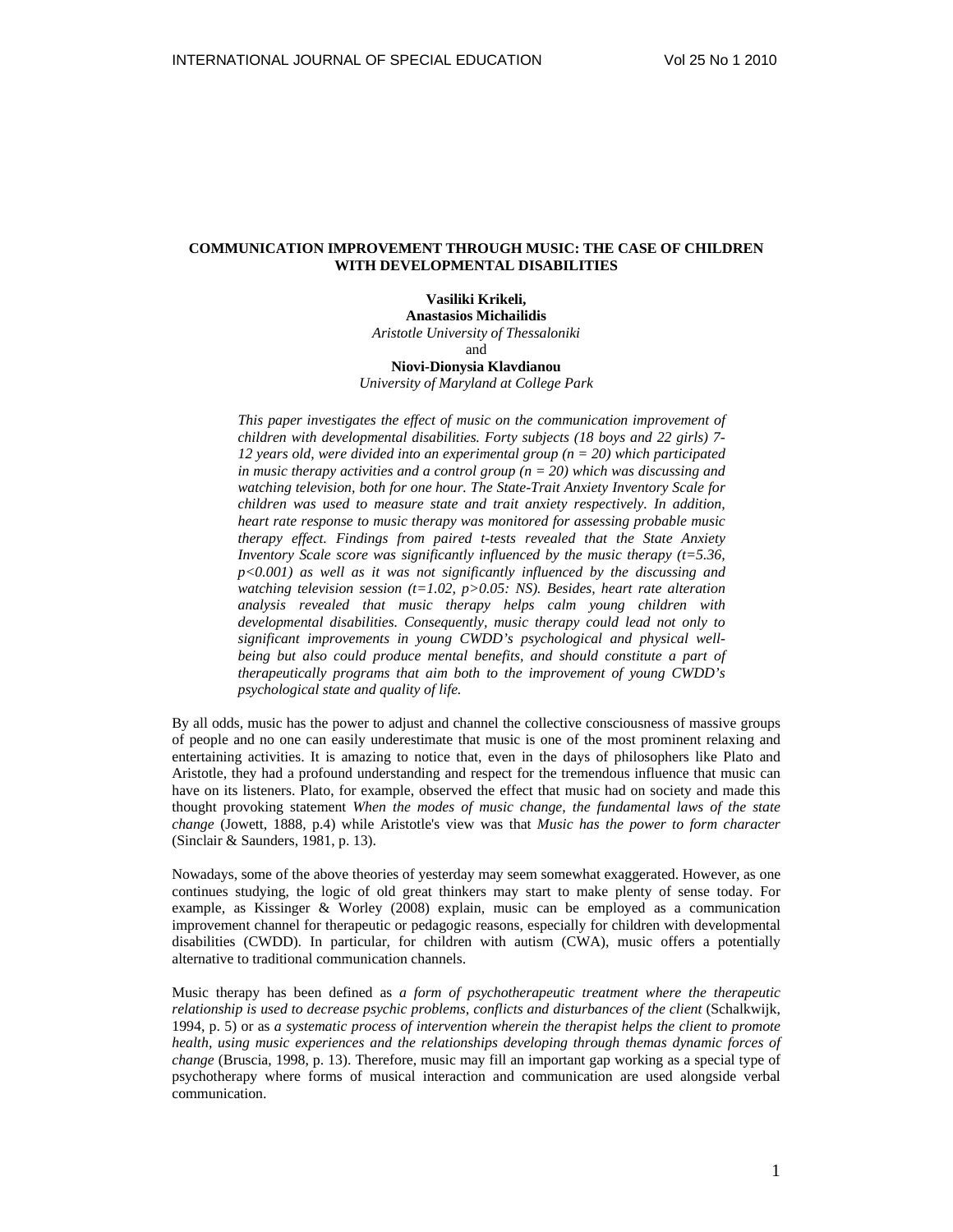# COMMUNICATION IMPROVEMENT THROUGH MUSIC: THE CASE OF CHILDREN WITH DEVELOPMENTAL DISABILITIES

**Vasiliki Krikeli,**
**Anastasios Michailidis**
*Aristotle University of Thessaloniki*
and
**Niovi-Dionysia Klavdianou**
*University of Maryland at College Park*

*This paper investigates the effect of music on the communication improvement of children with developmental disabilities. Forty subjects (18 boys and 22 girls) 7-12 years old, were divided into an experimental group ($n = 20$) which participated in music therapy activities and a control group ($n = 20$) which was discussing and watching television, both for one hour. The State-Trait Anxiety Inventory Scale for children was used to measure state and trait anxiety respectively. In addition, heart rate response to music therapy was monitored for assessing probable music therapy effect. Findings from paired t-tests revealed that the State Anxiety Inventory Scale score was significantly influenced by the music therapy ($t=5.36$, $p<0.001$) as well as it was not significantly influenced by the discussing and watching television session ($t=1.02$, $p>0.05$: NS). Besides, heart rate alteration analysis revealed that music therapy helps calm young children with developmental disabilities. Consequently, music therapy could lead not only to significant improvements in young CWDD's psychological and physical well-being but also could produce mental benefits, and should constitute a part of therapeutically programs that aim both to the improvement of young CWDD's psychological state and quality of life.*

By all odds, music has the power to adjust and channel the collective consciousness of massive groups of people and no one can easily underestimate that music is one of the most prominent relaxing and entertaining activities. It is amazing to notice that, even in the days of philosophers like Plato and Aristotle, they had a profound understanding and respect for the tremendous influence that music can have on its listeners. Plato, for example, observed the effect that music had on society and made this thought provoking statement *When the modes of music change, the fundamental laws of the state change* (Jowett, 1888, p.4) while Aristotle's view was that *Music has the power to form character* (Sinclair & Saunders, 1981, p. 13).

Nowadays, some of the above theories of yesterday may seem somewhat exaggerated. However, as one continues studying, the logic of old great thinkers may start to make plenty of sense today. For example, as Kissinger & Worley (2008) explain, music can be employed as a communication improvement channel for therapeutic or pedagogic reasons, especially for children with developmental disabilities (CWDD). In particular, for children with autism (CWA), music offers a potentially alternative to traditional communication channels.

Music therapy has been defined as *a form of psychotherapeutic treatment where the therapeutic relationship is used to decrease psychic problems, conflicts and disturbances of the client* (Schalkwijk, 1994, p. 5) or as *a systematic process of intervention wherein the therapist helps the client to promote health, using music experiences and the relationships developing through themas dynamic forces of change* (Bruscia, 1998, p. 13). Therefore, music may fill an important gap working as a special type of psychotherapy where forms of musical interaction and communication are used alongside verbal communication.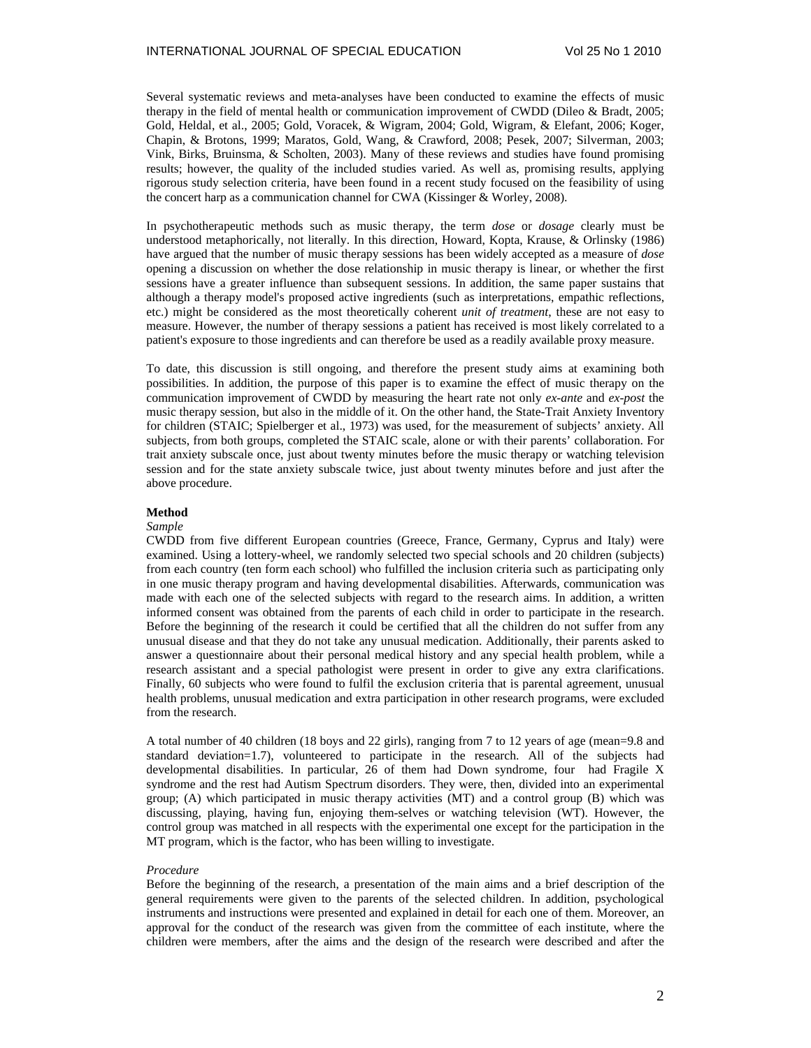Several systematic reviews and meta-analyses have been conducted to examine the effects of music therapy in the field of mental health or communication improvement of CWDD (Dileo & Bradt, 2005; Gold, Heldal, et al., 2005; Gold, Voracek, & Wigram, 2004; Gold, Wigram, & Elefant, 2006; Koger, Chapin, & Brotons, 1999; Maratos, Gold, Wang, & Crawford, 2008; Pesek, 2007; Silverman, 2003; Vink, Birks, Bruinsma, & Scholten, 2003). Many of these reviews and studies have found promising results; however, the quality of the included studies varied. As well as, promising results, applying rigorous study selection criteria, have been found in a recent study focused on the feasibility of using the concert harp as a communication channel for CWA (Kissinger & Worley, 2008).

In psychotherapeutic methods such as music therapy, the term *dose* or *dosage* clearly must be understood metaphorically, not literally. In this direction, Howard, Kopta, Krause, & Orlinsky (1986) have argued that the number of music therapy sessions has been widely accepted as a measure of *dose* opening a discussion on whether the dose relationship in music therapy is linear, or whether the first sessions have a greater influence than subsequent sessions. In addition, the same paper sustains that although a therapy model's proposed active ingredients (such as interpretations, empathic reflections, etc.) might be considered as the most theoretically coherent *unit of treatment*, these are not easy to measure. However, the number of therapy sessions a patient has received is most likely correlated to a patient's exposure to those ingredients and can therefore be used as a readily available proxy measure.

To date, this discussion is still ongoing, and therefore the present study aims at examining both possibilities. In addition, the purpose of this paper is to examine the effect of music therapy on the communication improvement of CWDD by measuring the heart rate not only *ex-ante* and *ex-post* the music therapy session, but also in the middle of it. On the other hand, the State-Trait Anxiety Inventory for children (STAIC; Spielberger et al., 1973) was used, for the measurement of subjects' anxiety. All subjects, from both groups, completed the STAIC scale, alone or with their parents' collaboration. For trait anxiety subscale once, just about twenty minutes before the music therapy or watching television session and for the state anxiety subscale twice, just about twenty minutes before and just after the above procedure.

## Method

### *Sample*

CWDD from five different European countries (Greece, France, Germany, Cyprus and Italy) were examined. Using a lottery-wheel, we randomly selected two special schools and 20 children (subjects) from each country (ten form each school) who fulfilled the inclusion criteria such as participating only in one music therapy program and having developmental disabilities. Afterwards, communication was made with each one of the selected subjects with regard to the research aims. In addition, a written informed consent was obtained from the parents of each child in order to participate in the research. Before the beginning of the research it could be certified that all the children do not suffer from any unusual disease and that they do not take any unusual medication. Additionally, their parents asked to answer a questionnaire about their personal medical history and any special health problem, while a research assistant and a special pathologist were present in order to give any extra clarifications. Finally, 60 subjects who were found to fulfil the exclusion criteria that is parental agreement, unusual health problems, unusual medication and extra participation in other research programs, were excluded from the research.

A total number of 40 children (18 boys and 22 girls), ranging from 7 to 12 years of age (mean=9.8 and standard deviation=1.7), volunteered to participate in the research. All of the subjects had developmental disabilities. In particular, 26 of them had Down syndrome, four had Fragile X syndrome and the rest had Autism Spectrum disorders. They were, then, divided into an experimental group; (A) which participated in music therapy activities (MT) and a control group (B) which was discussing, playing, having fun, enjoying them-selves or watching television (WT). However, the control group was matched in all respects with the experimental one except for the participation in the MT program, which is the factor, who has been willing to investigate.

### *Procedure*

Before the beginning of the research, a presentation of the main aims and a brief description of the general requirements were given to the parents of the selected children. In addition, psychological instruments and instructions were presented and explained in detail for each one of them. Moreover, an approval for the conduct of the research was given from the committee of each institute, where the children were members, after the aims and the design of the research were described and after the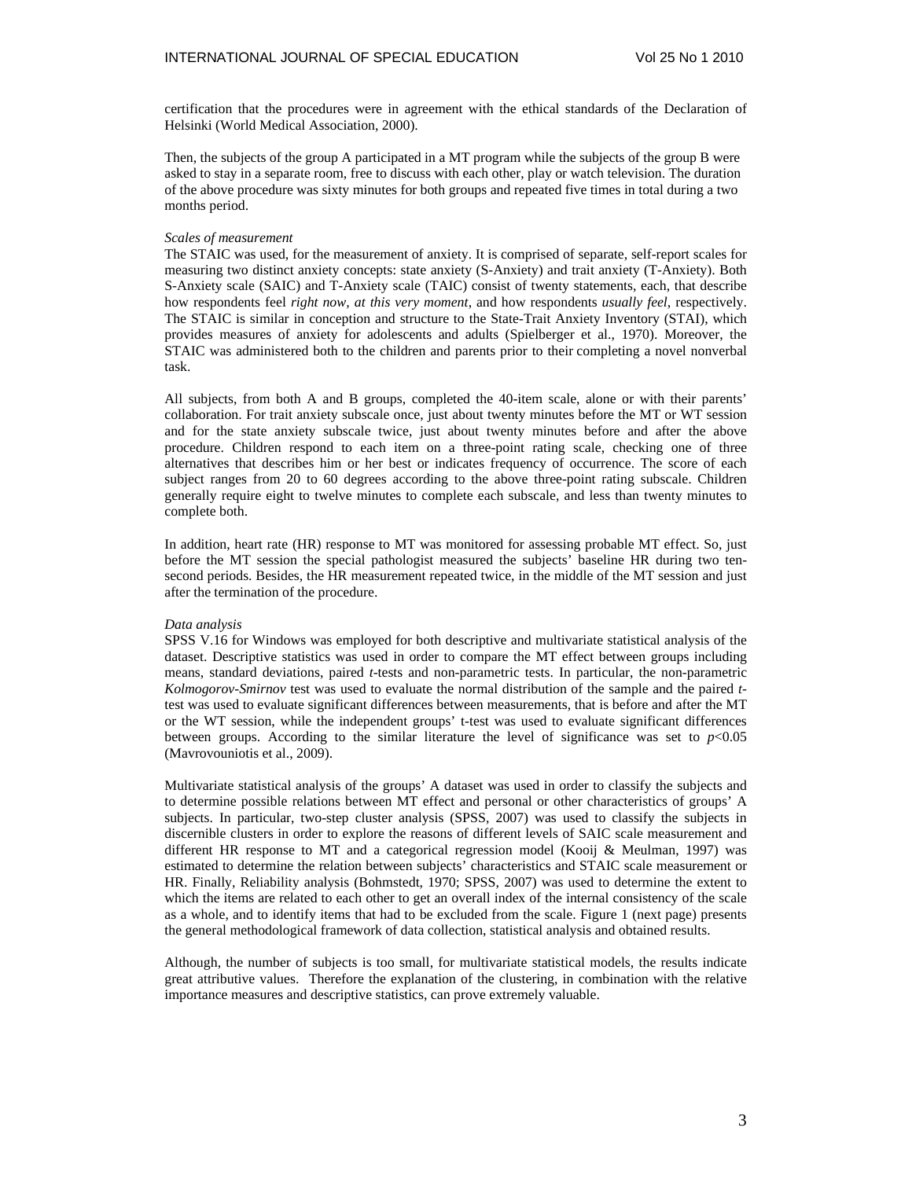certification that the procedures were in agreement with the ethical standards of the Declaration of Helsinki (World Medical Association, 2000).

Then, the subjects of the group A participated in a MT program while the subjects of the group B were asked to stay in a separate room, free to discuss with each other, play or watch television. The duration of the above procedure was sixty minutes for both groups and repeated five times in total during a two months period.

*Scales of measurement*

The STAIC was used, for the measurement of anxiety. It is comprised of separate, self-report scales for measuring two distinct anxiety concepts: state anxiety (S-Anxiety) and trait anxiety (T-Anxiety). Both S-Anxiety scale (SAIC) and T-Anxiety scale (TAIC) consist of twenty statements, each, that describe how respondents feel *right now, at this very moment,* and how respondents *usually feel*, respectively. The STAIC is similar in conception and structure to the State-Trait Anxiety Inventory (STAI), which provides measures of anxiety for adolescents and adults (Spielberger et al., 1970). Moreover, the STAIC was administered both to the children and parents prior to their completing a novel nonverbal task.

All subjects, from both A and B groups, completed the 40-item scale, alone or with their parents' collaboration. For trait anxiety subscale once, just about twenty minutes before the MT or WT session and for the state anxiety subscale twice, just about twenty minutes before and after the above procedure. Children respond to each item on a three-point rating scale, checking one of three alternatives that describes him or her best or indicates frequency of occurrence. The score of each subject ranges from 20 to 60 degrees according to the above three-point rating subscale. Children generally require eight to twelve minutes to complete each subscale, and less than twenty minutes to complete both.

In addition, heart rate (HR) response to MT was monitored for assessing probable MT effect. So, just before the MT session the special pathologist measured the subjects' baseline HR during two ten-second periods. Besides, the HR measurement repeated twice, in the middle of the MT session and just after the termination of the procedure.

*Data analysis*

SPSS V.16 for Windows was employed for both descriptive and multivariate statistical analysis of the dataset. Descriptive statistics was used in order to compare the MT effect between groups including means, standard deviations, paired *t*-tests and non-parametric tests. In particular, the non-parametric *Kolmogorov-Smirnov* test was used to evaluate the normal distribution of the sample and the paired *t*-test was used to evaluate significant differences between measurements, that is before and after the MT or the WT session, while the independent groups' t-test was used to evaluate significant differences between groups. According to the similar literature the level of significance was set to $p<0.05$ (Mavrovouniotis et al., 2009).

Multivariate statistical analysis of the groups' A dataset was used in order to classify the subjects and to determine possible relations between MT effect and personal or other characteristics of groups' A subjects. In particular, two-step cluster analysis (SPSS, 2007) was used to classify the subjects in discernible clusters in order to explore the reasons of different levels of SAIC scale measurement and different HR response to MT and a categorical regression model (Kooij & Meulman, 1997) was estimated to determine the relation between subjects' characteristics and STAIC scale measurement or HR. Finally, Reliability analysis (Bohmstedt, 1970; SPSS, 2007) was used to determine the extent to which the items are related to each other to get an overall index of the internal consistency of the scale as a whole, and to identify items that had to be excluded from the scale. Figure 1 (next page) presents the general methodological framework of data collection, statistical analysis and obtained results.

Although, the number of subjects is too small, for multivariate statistical models, the results indicate great attributive values. Therefore the explanation of the clustering, in combination with the relative importance measures and descriptive statistics, can prove extremely valuable.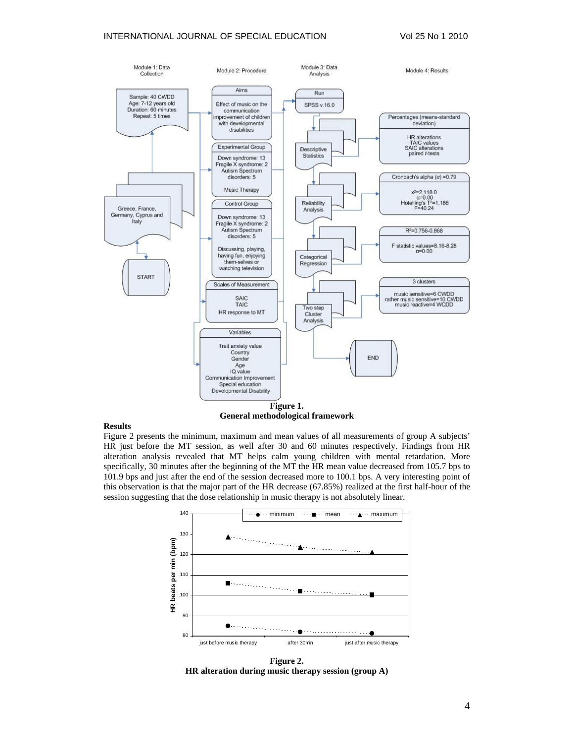**Figure 1.**
**General methodological framework**

**Results**

Figure 2 presents the minimum, maximum and mean values of all measurements of group A subjects' HR just before the MT session, as well after 30 and 60 minutes respectively. Findings from HR alteration analysis revealed that MT helps calm young children with mental retardation. More specifically, 30 minutes after the beginning of the MT the HR mean value decreased from 105.7 bps to 101.9 bps and just after the end of the session decreased more to 100.1 bps. A very interesting point of this observation is that the major part of the HR decrease (67.85%) realized at the first half-hour of the session suggesting that the dose relationship in music therapy is not absolutely linear.

**Figure 2.**
**HR alteration during music therapy session (group A)**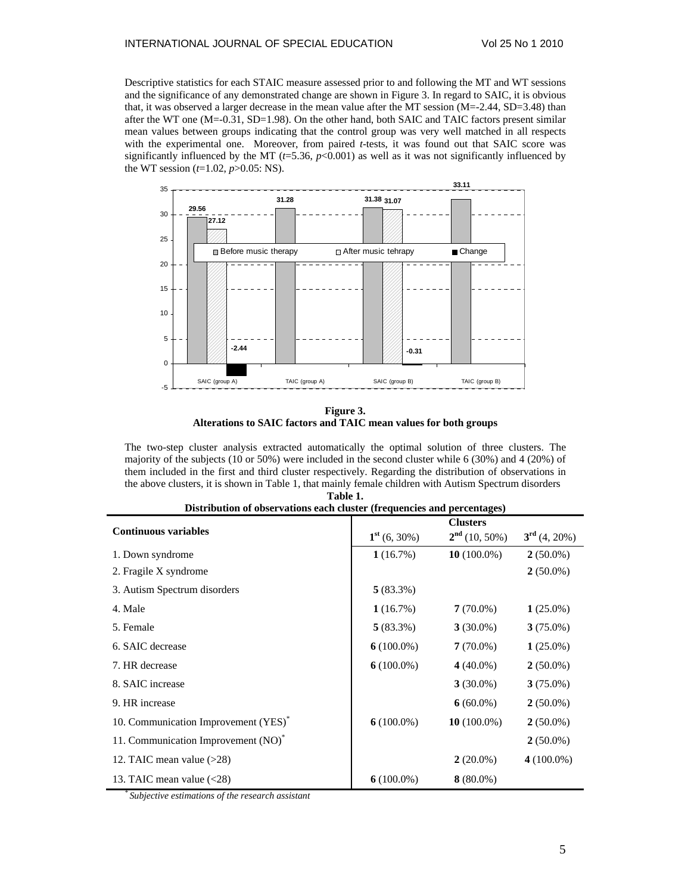Descriptive statistics for each STAIC measure assessed prior to and following the MT and WT sessions and the significance of any demonstrated change are shown in Figure 3. In regard to SAIC, it is obvious that, it was observed a larger decrease in the mean value after the MT session (M=-2.44, SD=3.48) than after the WT one (M=-0.31, SD=1.98). On the other hand, both SAIC and TAIC factors present similar mean values between groups indicating that the control group was very well matched in all respects with the experimental one. Moreover, from paired *t*-tests, it was found out that SAIC score was significantly influenced by the MT ($t$=5.36, $p$<0.001) as well as it was not significantly influenced by the WT session ($t$=1.02, $p$>0.05: NS).

**Figure 3.**
**Alterations to SAIC factors and TAIC mean values for both groups**

The two-step cluster analysis extracted automatically the optimal solution of three clusters. The majority of the subjects (10 or 50%) were included in the second cluster while 6 (30%) and 4 (20%) of them included in the first and third cluster respectively. Regarding the distribution of observations in the above clusters, it is shown in Table 1, that mainly female children with Autism Spectrum disorders

**Table 1.**
**Distribution of observations each cluster (frequencies and percentages)**

| Continuous variables | Clusters | | |
|---|---|---|---|
| | 1st (6, 30%) | 2nd (10, 50%) | 3rd (4, 20%) |
| 1. Down syndrome | **1** (16.7%) | **10** (100.0%) | **2** (50.0%) |
| 2. Fragile X syndrome | | | **2** (50.0%) |
| 3. Autism Spectrum disorders | **5** (83.3%) | | |
| 4. Male | **1** (16.7%) | **7** (70.0%) | **1** (25.0%) |
| 5. Female | **5** (83.3%) | **3** (30.0%) | **3** (75.0%) |
| 6. SAIC decrease | **6** (100.0%) | **7** (70.0%) | **1** (25.0%) |
| 7. HR decrease | **6** (100.0%) | **4** (40.0%) | **2** (50.0%) |
| 8. SAIC increase | | **3** (30.0%) | **3** (75.0%) |
| 9. HR increase | | **6** (60.0%) | **2** (50.0%) |
| 10. Communication Improvement (YES)* | **6** (100.0%) | **10** (100.0%) | **2** (50.0%) |
| 11. Communication Improvement (NO)* | | | **2** (50.0%) |
| 12. TAIC mean value (>28) | | **2** (20.0%) | **4** (100.0%) |
| 13. TAIC mean value (<28) | **6** (100.0%) | **8** (80.0%) | |

\* *Subjective estimations of the research assistant*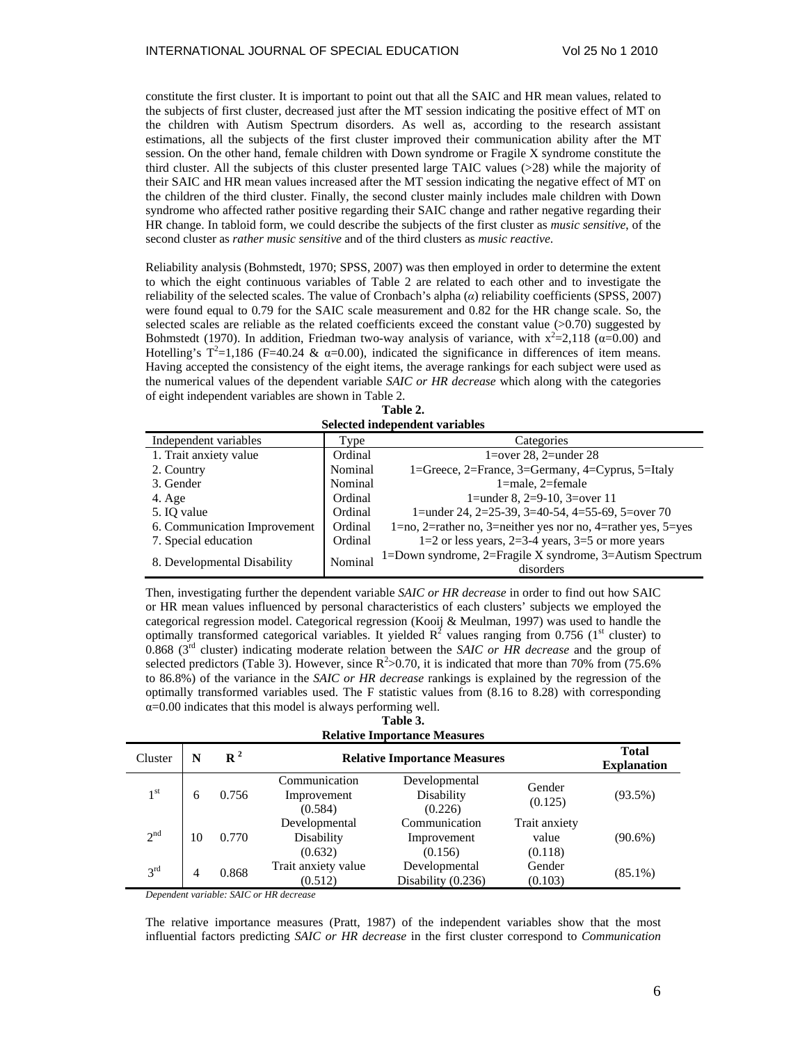constitute the first cluster. It is important to point out that all the SAIC and HR mean values, related to the subjects of first cluster, decreased just after the MT session indicating the positive effect of MT on the children with Autism Spectrum disorders. As well as, according to the research assistant estimations, all the subjects of the first cluster improved their communication ability after the MT session. On the other hand, female children with Down syndrome or Fragile X syndrome constitute the third cluster. All the subjects of this cluster presented large TAIC values (>28) while the majority of their SAIC and HR mean values increased after the MT session indicating the negative effect of MT on the children of the third cluster. Finally, the second cluster mainly includes male children with Down syndrome who affected rather positive regarding their SAIC change and rather negative regarding their HR change. In tabloid form, we could describe the subjects of the first cluster as *music sensitive*, of the second cluster as *rather music sensitive* and of the third clusters as *music reactive*.

Reliability analysis (Bohmstedt, 1970; SPSS, 2007) was then employed in order to determine the extent to which the eight continuous variables of Table 2 are related to each other and to investigate the reliability of the selected scales. The value of Cronbach's alpha ($\alpha$) reliability coefficients (SPSS, 2007) were found equal to 0.79 for the SAIC scale measurement and 0.82 for the HR change scale. So, the selected scales are reliable as the related coefficients exceed the constant value (>0.70) suggested by Bohmstedt (1970). In addition, Friedman two-way analysis of variance, with $x^2$=2,118 ($\alpha$=0.00) and Hotelling's $T^2$=1,186 (F=40.24 & $\alpha$=0.00), indicated the significance in differences of item means. Having accepted the consistency of the eight items, the average rankings for each subject were used as the numerical values of the dependent variable *SAIC or HR decrease* which along with the categories of eight independent variables are shown in Table 2.

**Table 2.**
**Selected independent variables**

| Independent variables | Type | Categories |
|---|---|---|
| 1. Trait anxiety value | Ordinal | 1=over 28, 2=under 28 |
| 2. Country | Nominal | 1=Greece, 2=France, 3=Germany, 4=Cyprus, 5=Italy |
| 3. Gender | Nominal | 1=male, 2=female |
| 4. Age | Ordinal | 1=under 8, 2=9-10, 3=over 11 |
| 5. IQ value | Ordinal | 1=under 24, 2=25-39, 3=40-54, 4=55-69, 5=over 70 |
| 6. Communication Improvement | Ordinal | 1=no, 2=rather no, 3=neither yes nor no, 4=rather yes, 5=yes |
| 7. Special education | Ordinal | 1=2 or less years, 2=3-4 years, 3=5 or more years |
| 8. Developmental Disability | Nominal | 1=Down syndrome, 2=Fragile X syndrome, 3=Autism Spectrum disorders |

Then, investigating further the dependent variable *SAIC or HR decrease* in order to find out how SAIC or HR mean values influenced by personal characteristics of each clusters' subjects we employed the categorical regression model. Categorical regression (Kooij & Meulman, 1997) was used to handle the optimally transformed categorical variables. It yielded $R^2$ values ranging from 0.756 (1st cluster) to 0.868 (3rd cluster) indicating moderate relation between the *SAIC or HR decrease* and the group of selected predictors (Table 3). However, since $R^2$>0.70, it is indicated that more than 70% from (75.6% to 86.8%) of the variance in the *SAIC or HR decrease* rankings is explained by the regression of the optimally transformed variables used. The F statistic values from (8.16 to 8.28) with corresponding $\alpha$=0.00 indicates that this model is always performing well.

**Table 3.**
**Relative Importance Measures**

| Cluster | N | $R^2$ | Relative Importance Measures | | | Total Explanation |
|---|---|---|---|---|---|---|
| 1st | 6 | 0.756 | Communication Improvement (0.584) | Developmental Disability (0.226) | Gender (0.125) | (93.5%) |
| 2nd | 10 | 0.770 | Developmental Disability (0.632) | Communication Improvement (0.156) | Trait anxiety value (0.118) | (90.6%) |
| 3rd | 4 | 0.868 | Trait anxiety value (0.512) | Developmental Disability (0.236) | Gender (0.103) | (85.1%) |

*Dependent variable: SAIC or HR decrease*

The relative importance measures (Pratt, 1987) of the independent variables show that the most influential factors predicting *SAIC or HR decrease* in the first cluster correspond to *Communication*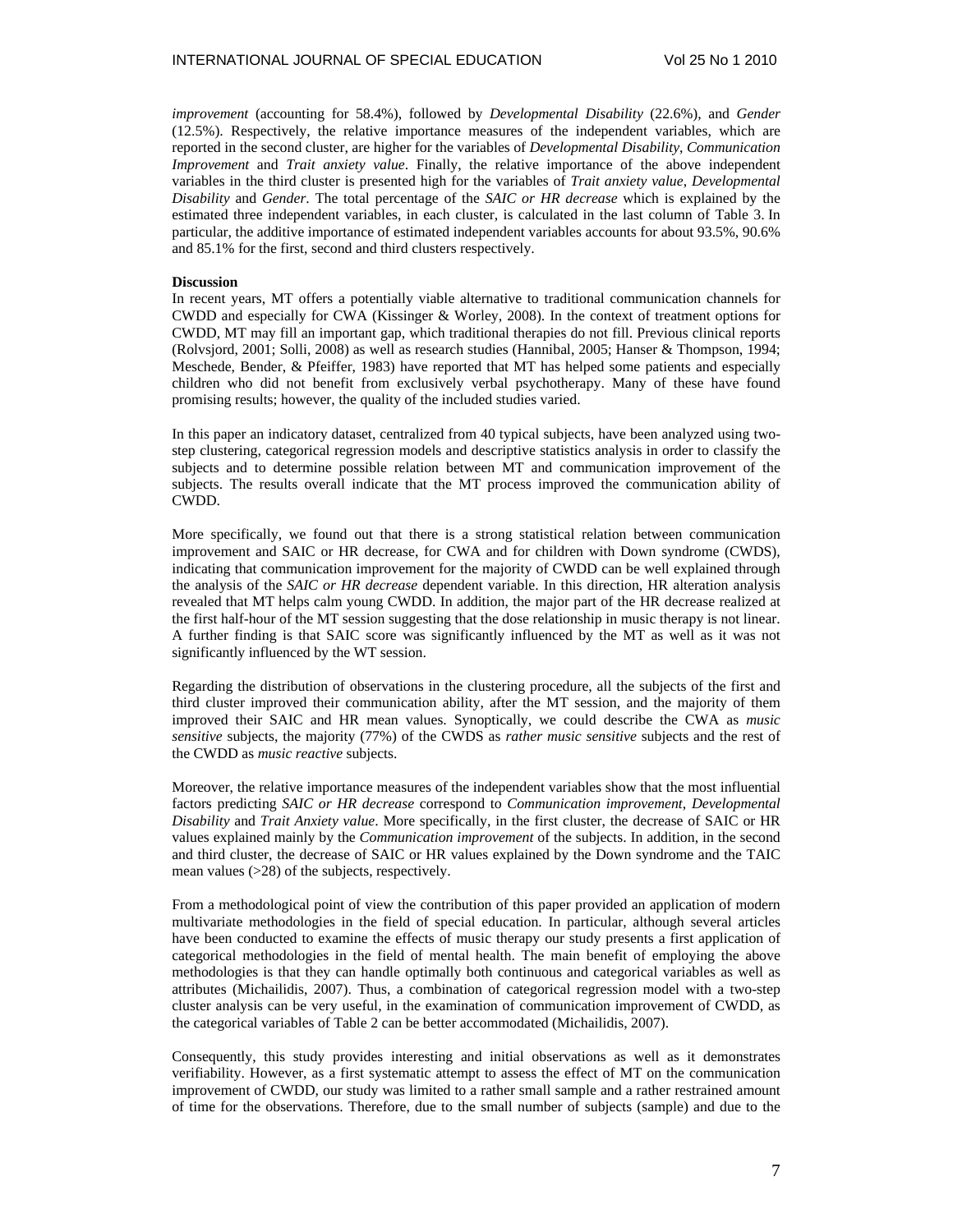*improvement* (accounting for 58.4%), followed by *Developmental Disability* (22.6%), and *Gender* (12.5%). Respectively, the relative importance measures of the independent variables, which are reported in the second cluster, are higher for the variables of *Developmental Disability*, *Communication Improvement* and *Trait anxiety value*. Finally, the relative importance of the above independent variables in the third cluster is presented high for the variables of *Trait anxiety value*, *Developmental Disability* and *Gender*. The total percentage of the *SAIC or HR decrease* which is explained by the estimated three independent variables, in each cluster, is calculated in the last column of Table 3. In particular, the additive importance of estimated independent variables accounts for about 93.5%, 90.6% and 85.1% for the first, second and third clusters respectively.

**Discussion**

In recent years, MT offers a potentially viable alternative to traditional communication channels for CWDD and especially for CWA (Kissinger & Worley, 2008). In the context of treatment options for CWDD, MT may fill an important gap, which traditional therapies do not fill. Previous clinical reports (Rolvsjord, 2001; Solli, 2008) as well as research studies (Hannibal, 2005; Hanser & Thompson, 1994; Meschede, Bender, & Pfeiffer, 1983) have reported that MT has helped some patients and especially children who did not benefit from exclusively verbal psychotherapy. Many of these have found promising results; however, the quality of the included studies varied.

In this paper an indicatory dataset, centralized from 40 typical subjects, have been analyzed using two-step clustering, categorical regression models and descriptive statistics analysis in order to classify the subjects and to determine possible relation between MT and communication improvement of the subjects. The results overall indicate that the MT process improved the communication ability of CWDD.

More specifically, we found out that there is a strong statistical relation between communication improvement and SAIC or HR decrease, for CWA and for children with Down syndrome (CWDS), indicating that communication improvement for the majority of CWDD can be well explained through the analysis of the *SAIC or HR decrease* dependent variable. In this direction, HR alteration analysis revealed that MT helps calm young CWDD. In addition, the major part of the HR decrease realized at the first half-hour of the MT session suggesting that the dose relationship in music therapy is not linear. A further finding is that SAIC score was significantly influenced by the MT as well as it was not significantly influenced by the WT session.

Regarding the distribution of observations in the clustering procedure, all the subjects of the first and third cluster improved their communication ability, after the MT session, and the majority of them improved their SAIC and HR mean values. Synoptically, we could describe the CWA as *music sensitive* subjects, the majority (77%) of the CWDS as *rather music sensitive* subjects and the rest of the CWDD as *music reactive* subjects.

Moreover, the relative importance measures of the independent variables show that the most influential factors predicting *SAIC or HR decrease* correspond to *Communication improvement*, *Developmental Disability* and *Trait Anxiety value*. More specifically, in the first cluster, the decrease of SAIC or HR values explained mainly by the *Communication improvement* of the subjects. In addition, in the second and third cluster, the decrease of SAIC or HR values explained by the Down syndrome and the TAIC mean values (>28) of the subjects, respectively.

From a methodological point of view the contribution of this paper provided an application of modern multivariate methodologies in the field of special education. In particular, although several articles have been conducted to examine the effects of music therapy our study presents a first application of categorical methodologies in the field of mental health. The main benefit of employing the above methodologies is that they can handle optimally both continuous and categorical variables as well as attributes (Michailidis, 2007). Thus, a combination of categorical regression model with a two-step cluster analysis can be very useful, in the examination of communication improvement of CWDD, as the categorical variables of Table 2 can be better accommodated (Michailidis, 2007).

Consequently, this study provides interesting and initial observations as well as it demonstrates verifiability. However, as a first systematic attempt to assess the effect of MT on the communication improvement of CWDD, our study was limited to a rather small sample and a rather restrained amount of time for the observations. Therefore, due to the small number of subjects (sample) and due to the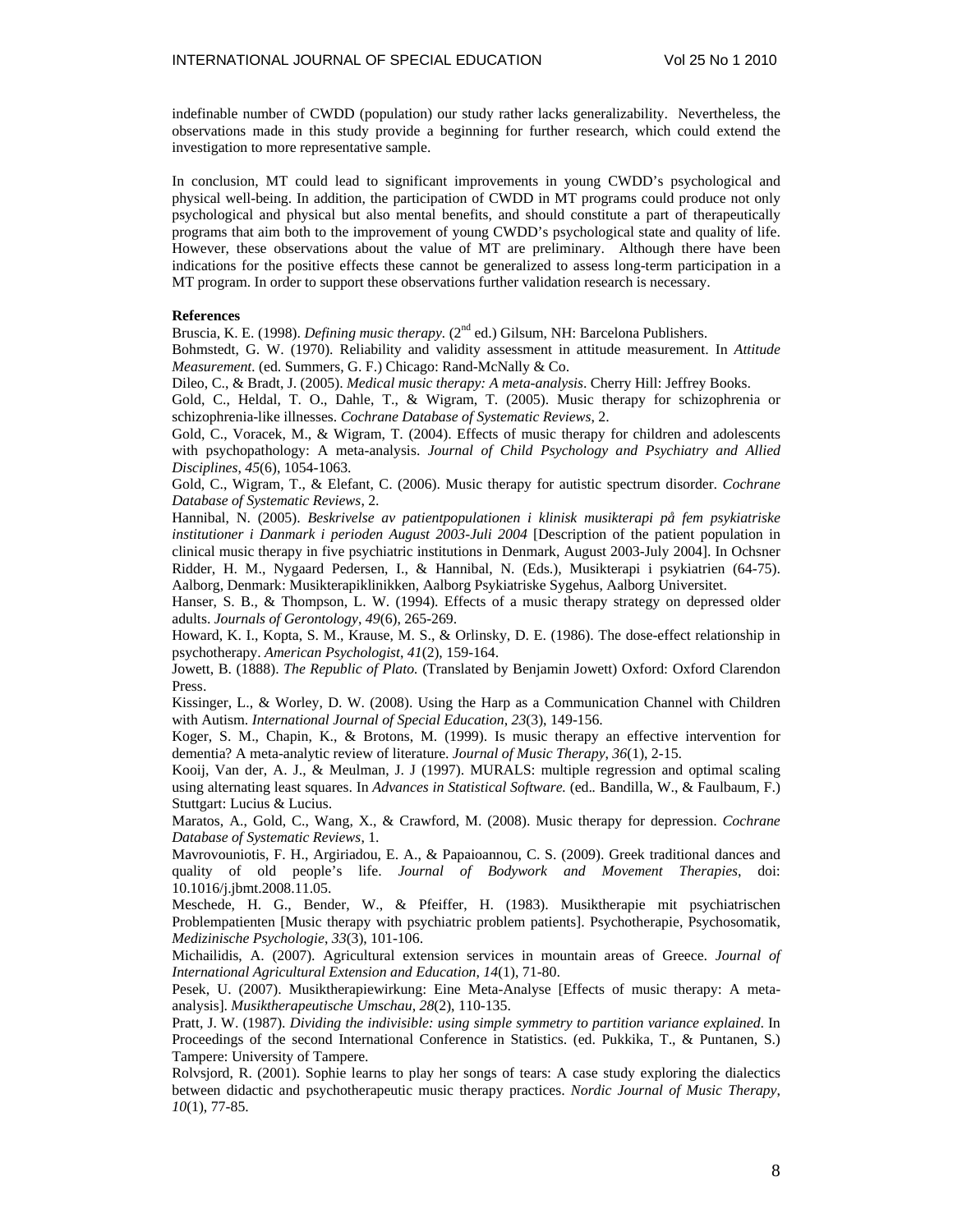indefinable number of CWDD (population) our study rather lacks generalizability. Nevertheless, the observations made in this study provide a beginning for further research, which could extend the investigation to more representative sample.

In conclusion, MT could lead to significant improvements in young CWDD's psychological and physical well-being. In addition, the participation of CWDD in MT programs could produce not only psychological and physical but also mental benefits, and should constitute a part of therapeutically programs that aim both to the improvement of young CWDD's psychological state and quality of life. However, these observations about the value of MT are preliminary. Although there have been indications for the positive effects these cannot be generalized to assess long-term participation in a MT program. In order to support these observations further validation research is necessary.

**References**

Bruscia, K. E. (1998). *Defining music therapy.* (2nd ed.) Gilsum, NH: Barcelona Publishers.

Bohmstedt, G. W. (1970). Reliability and validity assessment in attitude measurement. In *Attitude Measurement*. (ed. Summers, G. F.) Chicago: Rand-McNally & Co.

Dileo, C., & Bradt, J. (2005). *Medical music therapy: A meta-analysis*. Cherry Hill: Jeffrey Books.

Gold, C., Heldal, T. O., Dahle, T., & Wigram, T. (2005). Music therapy for schizophrenia or schizophrenia-like illnesses. *Cochrane Database of Systematic Reviews*, 2.

Gold, C., Voracek, M., & Wigram, T. (2004). Effects of music therapy for children and adolescents with psychopathology: A meta-analysis. *Journal of Child Psychology and Psychiatry and Allied Disciplines*, *45*(6), 1054-1063.

Gold, C., Wigram, T., & Elefant, C. (2006). Music therapy for autistic spectrum disorder. *Cochrane Database of Systematic Reviews*, 2.

Hannibal, N. (2005). *Beskrivelse av patientpopulationen i klinisk musikterapi på fem psykiatriske institutioner i Danmark i perioden August 2003-Juli 2004* [Description of the patient population in clinical music therapy in five psychiatric institutions in Denmark, August 2003-July 2004]. In Ochsner Ridder, H. M., Nygaard Pedersen, I., & Hannibal, N. (Eds.), Musikterapi i psykiatrien (64-75). Aalborg, Denmark: Musikterapiklinikken, Aalborg Psykiatriske Sygehus, Aalborg Universitet.

Hanser, S. B., & Thompson, L. W. (1994). Effects of a music therapy strategy on depressed older adults. *Journals of Gerontology*, *49*(6), 265-269.

Howard, K. I., Kopta, S. M., Krause, M. S., & Orlinsky, D. E. (1986). The dose-effect relationship in psychotherapy. *American Psychologist*, *41*(2), 159-164.

Jowett, B. (1888). *The Republic of Plato.* (Translated by Benjamin Jowett) Oxford: Oxford Clarendon Press.

Kissinger, L., & Worley, D. W. (2008). Using the Harp as a Communication Channel with Children with Autism. *International Journal of Special Education*, *23*(3), 149-156.

Koger, S. M., Chapin, K., & Brotons, M. (1999). Is music therapy an effective intervention for dementia? A meta-analytic review of literature. *Journal of Music Therapy*, *36*(1), 2-15.

Kooij, Van der, A. J., & Meulman, J. J (1997). MURALS: multiple regression and optimal scaling using alternating least squares. In *Advances in Statistical Software.* (ed.. Bandilla, W., & Faulbaum, F.) Stuttgart: Lucius & Lucius.

Maratos, A., Gold, C., Wang, X., & Crawford, M. (2008). Music therapy for depression. *Cochrane Database of Systematic Reviews*, 1.

Mavrovouniotis, F. H., Argiriadou, E. A., & Papaioannou, C. S. (2009). Greek traditional dances and quality of old people's life. *Journal of Bodywork and Movement Therapies*, doi: 10.1016/j.jbmt.2008.11.05.

Meschede, H. G., Bender, W., & Pfeiffer, H. (1983). Musiktherapie mit psychiatrischen Problempatienten [Music therapy with psychiatric problem patients]. Psychotherapie, Psychosomatik, *Medizinische Psychologie*, *33*(3), 101-106.

Michailidis, A. (2007). Agricultural extension services in mountain areas of Greece. *Journal of International Agricultural Extension and Education*, *14*(1), 71-80.

Pesek, U. (2007). Musiktherapiewirkung: Eine Meta-Analyse [Effects of music therapy: A meta-analysis]. *Musiktherapeutische Umschau*, *28*(2), 110-135.

Pratt, J. W. (1987). *Dividing the indivisible: using simple symmetry to partition variance explained*. In Proceedings of the second International Conference in Statistics. (ed. Pukkika, T., & Puntanen, S.) Tampere: University of Tampere.

Rolvsjord, R. (2001). Sophie learns to play her songs of tears: A case study exploring the dialectics between didactic and psychotherapeutic music therapy practices. *Nordic Journal of Music Therapy*, *10*(1), 77-85.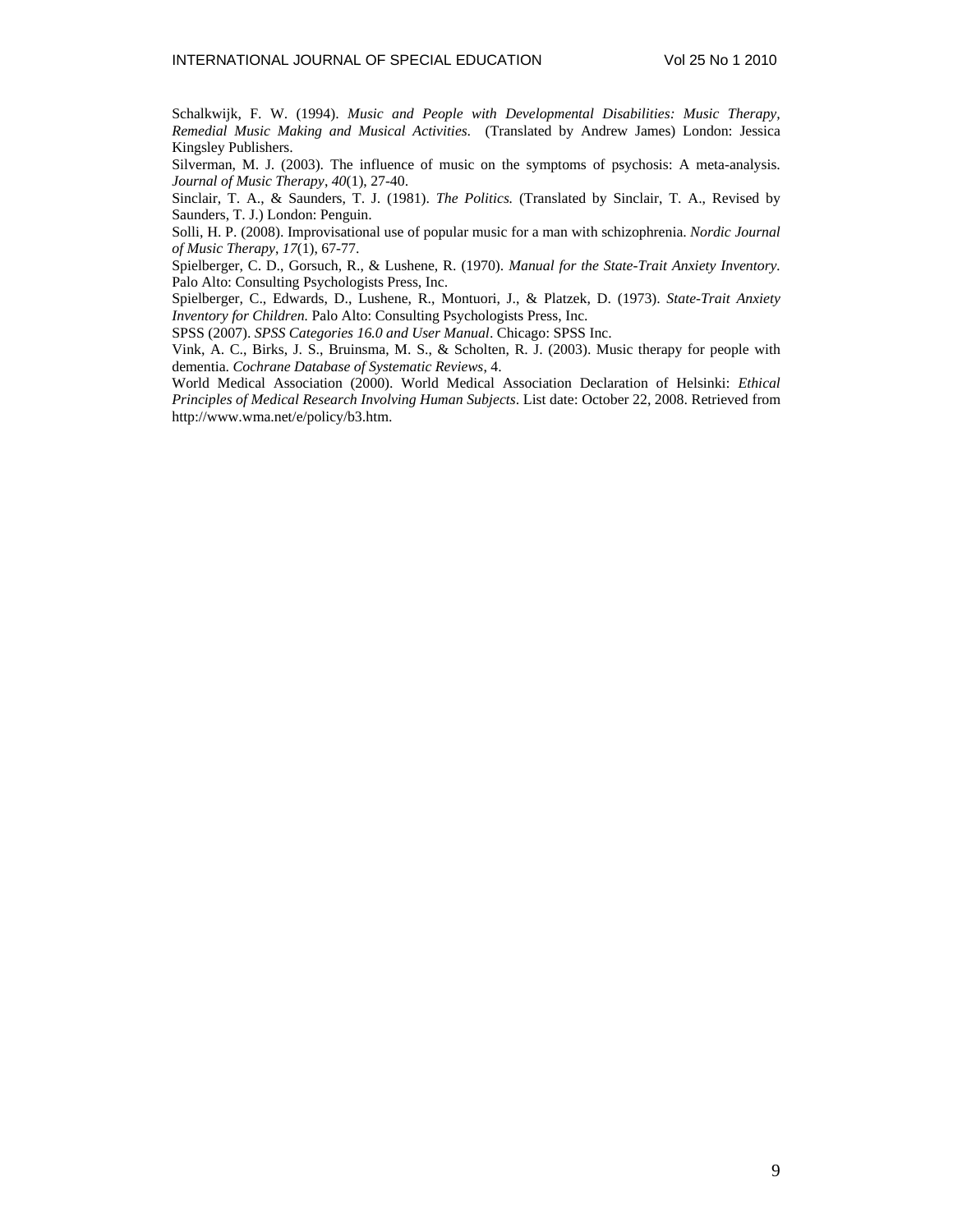Schalkwijk, F. W. (1994). *Music and People with Developmental Disabilities: Music Therapy, Remedial Music Making and Musical Activities*. (Translated by Andrew James) London: Jessica Kingsley Publishers.

Silverman, M. J. (2003). The influence of music on the symptoms of psychosis: A meta-analysis. *Journal of Music Therapy*, *40*(1), 27-40.

Sinclair, T. A., & Saunders, T. J. (1981). *The Politics.* (Translated by Sinclair, T. A., Revised by Saunders, T. J.) London: Penguin.

Solli, H. P. (2008). Improvisational use of popular music for a man with schizophrenia. *Nordic Journal of Music Therapy*, *17*(1), 67-77.

Spielberger, C. D., Gorsuch, R., & Lushene, R. (1970). *Manual for the State-Trait Anxiety Inventory.* Palo Alto: Consulting Psychologists Press, Inc.

Spielberger, C., Edwards, D., Lushene, R., Montuori, J., & Platzek, D. (1973). *State-Trait Anxiety Inventory for Children.* Palo Alto: Consulting Psychologists Press, Inc.

SPSS (2007). *SPSS Categories 16.0 and User Manual*. Chicago: SPSS Inc.

Vink, A. C., Birks, J. S., Bruinsma, M. S., & Scholten, R. J. (2003). Music therapy for people with dementia. *Cochrane Database of Systematic Reviews*, 4.

World Medical Association (2000). World Medical Association Declaration of Helsinki: *Ethical Principles of Medical Research Involving Human Subjects*. List date: October 22, 2008. Retrieved from http://www.wma.net/e/policy/b3.htm.